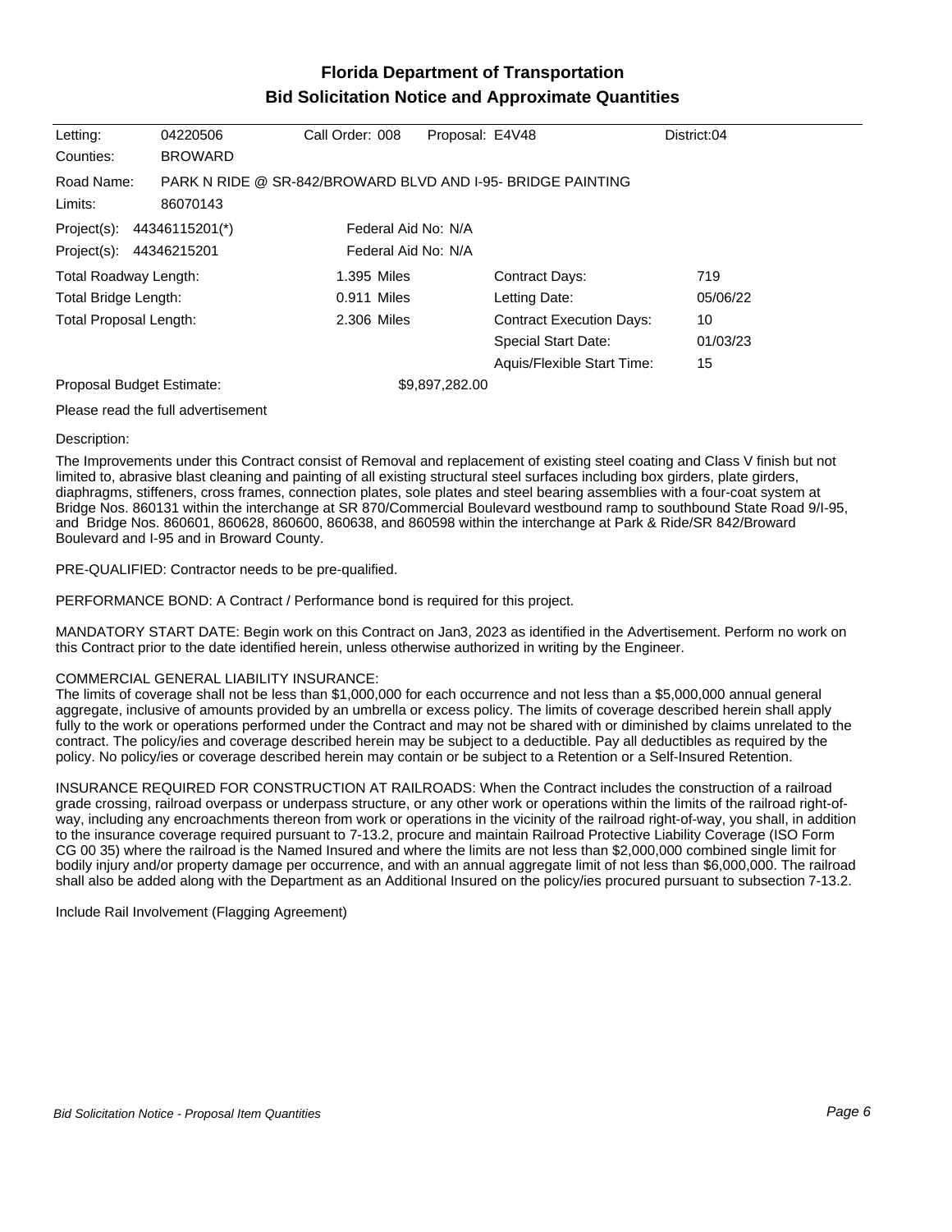# Florida Department of Transportation
## Bid Solicitation Notice and Approximate Quantities

| | | | | |
|---|---|---|---|---|
| Letting: | 04220506 | Call Order: 008 | Proposal: E4V48 | District:04 |
| Counties: | BROWARD | | | |

Road Name: PARK N RIDE @ SR-842/BROWARD BLVD AND I-95- BRIDGE PAINTING

Limits: 86070143

| Project(s) | Federal Aid No |
|---|---|
| 44346115201(*) | N/A |
| 44346215201 | N/A |

| | | | |
|---|---|---|---|
| Total Roadway Length: | 1.395 Miles | Contract Days: | 719 |
| Total Bridge Length: | 0.911 Miles | Letting Date: | 05/06/22 |
| Total Proposal Length: | 2.306 Miles | Contract Execution Days: | 10 |
| | | Special Start Date: | 01/03/23 |
| | | Aquis/Flexible Start Time: | 15 |

Proposal Budget Estimate: $9,897,282.00

Please read the full advertisement

Description:

The Improvements under this Contract consist of Removal and replacement of existing steel coating and Class V finish but not limited to, abrasive blast cleaning and painting of all existing structural steel surfaces including box girders, plate girders, diaphragms, stiffeners, cross frames, connection plates, sole plates and steel bearing assemblies with a four-coat system at Bridge Nos. 860131 within the interchange at SR 870/Commercial Boulevard westbound ramp to southbound State Road 9/I-95, and Bridge Nos. 860601, 860628, 860600, 860638, and 860598 within the interchange at Park & Ride/SR 842/Broward Boulevard and I-95 and in Broward County.

PRE-QUALIFIED: Contractor needs to be pre-qualified.

PERFORMANCE BOND: A Contract / Performance bond is required for this project.

MANDATORY START DATE: Begin work on this Contract on Jan3, 2023 as identified in the Advertisement. Perform no work on this Contract prior to the date identified herein, unless otherwise authorized in writing by the Engineer.

COMMERCIAL GENERAL LIABILITY INSURANCE:
The limits of coverage shall not be less than $1,000,000 for each occurrence and not less than a $5,000,000 annual general aggregate, inclusive of amounts provided by an umbrella or excess policy. The limits of coverage described herein shall apply fully to the work or operations performed under the Contract and may not be shared with or diminished by claims unrelated to the contract. The policy/ies and coverage described herein may be subject to a deductible. Pay all deductibles as required by the policy. No policy/ies or coverage described herein may contain or be subject to a Retention or a Self-Insured Retention.

INSURANCE REQUIRED FOR CONSTRUCTION AT RAILROADS: When the Contract includes the construction of a railroad grade crossing, railroad overpass or underpass structure, or any other work or operations within the limits of the railroad right-of-way, including any encroachments thereon from work or operations in the vicinity of the railroad right-of-way, you shall, in addition to the insurance coverage required pursuant to 7-13.2, procure and maintain Railroad Protective Liability Coverage (ISO Form CG 00 35) where the railroad is the Named Insured and where the limits are not less than $2,000,000 combined single limit for bodily injury and/or property damage per occurrence, and with an annual aggregate limit of not less than $6,000,000. The railroad shall also be added along with the Department as an Additional Insured on the policy/ies procured pursuant to subsection 7-13.2.

Include Rail Involvement (Flagging Agreement)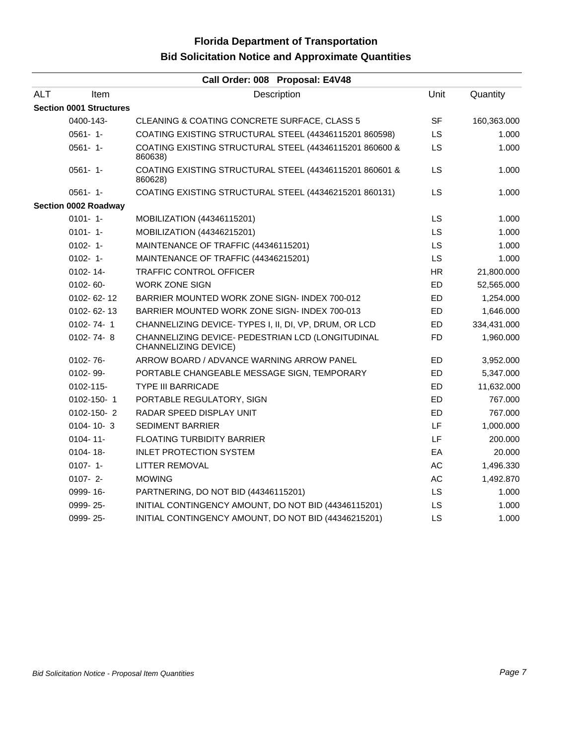# Florida Department of Transportation
## Bid Solicitation Notice and Approximate Quantities

**Call Order: 008 Proposal: E4V48**

| ALT | Item | Description | Unit | Quantity |
|---|---|---|---|---|
| **Section 0001 Structures** | | | | |
| | 0400-143- | CLEANING & COATING CONCRETE SURFACE, CLASS 5 | SF | 160,363.000 |
| | 0561- 1- | COATING EXISTING STRUCTURAL STEEL (44346115201 860598) | LS | 1.000 |
| | 0561- 1- | COATING EXISTING STRUCTURAL STEEL (44346115201 860600 & 860638) | LS | 1.000 |
| | 0561- 1- | COATING EXISTING STRUCTURAL STEEL (44346115201 860601 & 860628) | LS | 1.000 |
| | 0561- 1- | COATING EXISTING STRUCTURAL STEEL (44346215201 860131) | LS | 1.000 |
| **Section 0002 Roadway** | | | | |
| | 0101- 1- | MOBILIZATION (44346115201) | LS | 1.000 |
| | 0101- 1- | MOBILIZATION (44346215201) | LS | 1.000 |
| | 0102- 1- | MAINTENANCE OF TRAFFIC (44346115201) | LS | 1.000 |
| | 0102- 1- | MAINTENANCE OF TRAFFIC (44346215201) | LS | 1.000 |
| | 0102- 14- | TRAFFIC CONTROL OFFICER | HR | 21,800.000 |
| | 0102- 60- | WORK ZONE SIGN | ED | 52,565.000 |
| | 0102- 62- 12 | BARRIER MOUNTED WORK ZONE SIGN- INDEX 700-012 | ED | 1,254.000 |
| | 0102- 62- 13 | BARRIER MOUNTED WORK ZONE SIGN- INDEX 700-013 | ED | 1,646.000 |
| | 0102- 74- 1 | CHANNELIZING DEVICE- TYPES I, II, DI, VP, DRUM, OR LCD | ED | 334,431.000 |
| | 0102- 74- 8 | CHANNELIZING DEVICE- PEDESTRIAN LCD (LONGITUDINAL CHANNELIZING DEVICE) | FD | 1,960.000 |
| | 0102- 76- | ARROW BOARD / ADVANCE WARNING ARROW PANEL | ED | 3,952.000 |
| | 0102- 99- | PORTABLE CHANGEABLE MESSAGE SIGN, TEMPORARY | ED | 5,347.000 |
| | 0102-115- | TYPE III BARRICADE | ED | 11,632.000 |
| | 0102-150- 1 | PORTABLE REGULATORY, SIGN | ED | 767.000 |
| | 0102-150- 2 | RADAR SPEED DISPLAY UNIT | ED | 767.000 |
| | 0104- 10- 3 | SEDIMENT BARRIER | LF | 1,000.000 |
| | 0104- 11- | FLOATING TURBIDITY BARRIER | LF | 200.000 |
| | 0104- 18- | INLET PROTECTION SYSTEM | EA | 20.000 |
| | 0107- 1- | LITTER REMOVAL | AC | 1,496.330 |
| | 0107- 2- | MOWING | AC | 1,492.870 |
| | 0999- 16- | PARTNERING, DO NOT BID (44346115201) | LS | 1.000 |
| | 0999- 25- | INITIAL CONTINGENCY AMOUNT, DO NOT BID (44346115201) | LS | 1.000 |
| | 0999- 25- | INITIAL CONTINGENCY AMOUNT, DO NOT BID (44346215201) | LS | 1.000 |